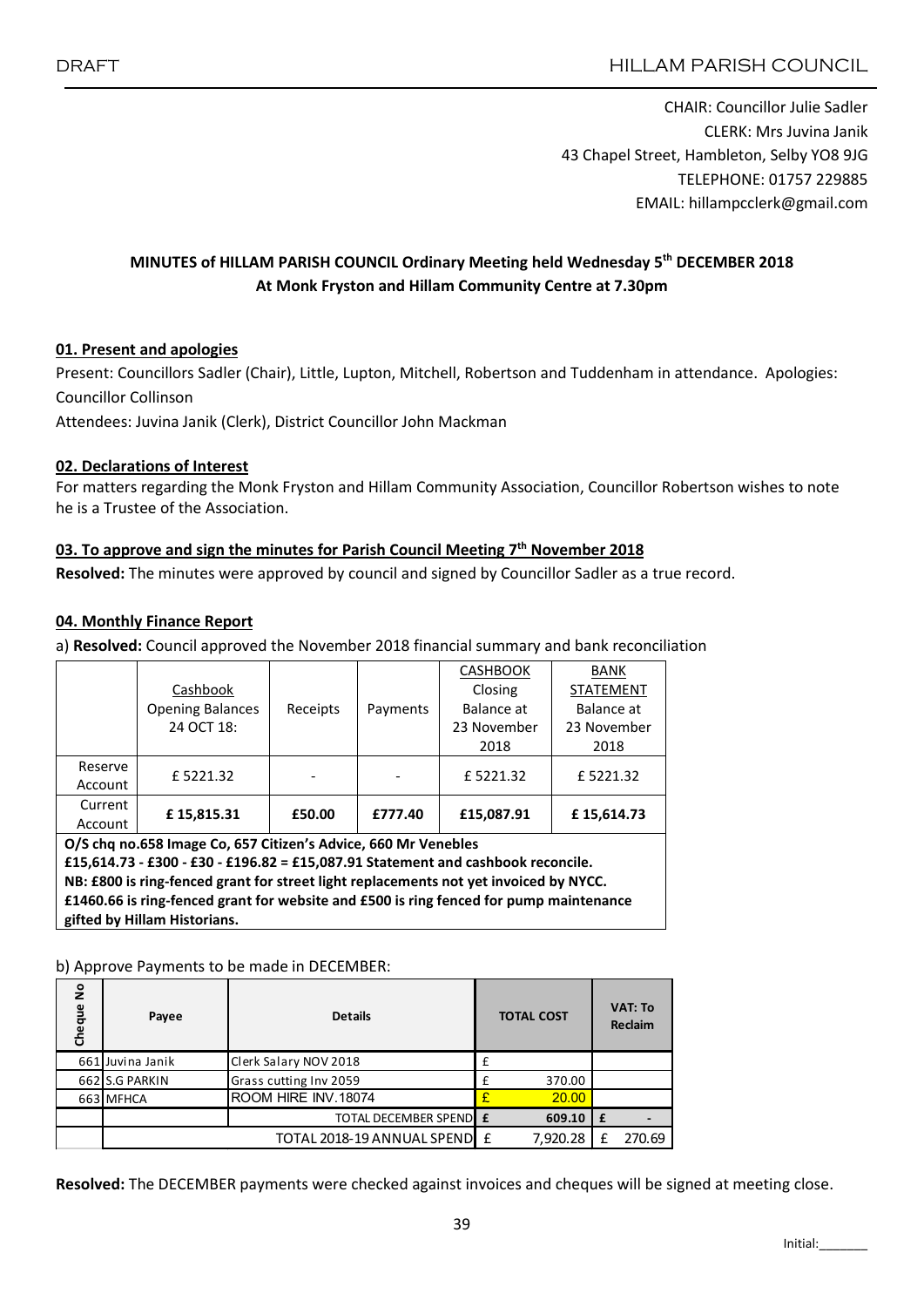DRAFT

HILLAM PARISH COUNCIL

CHAIR: Councillor Julie Sadler
CLERK: Mrs Juvina Janik
43 Chapel Street, Hambleton, Selby YO8 9JG
TELEPHONE: 01757 229885
EMAIL: hillampcclerk@gmail.com

**MINUTES of HILLAM PARISH COUNCIL Ordinary Meeting held Wednesday 5th DECEMBER 2018**
**At Monk Fryston and Hillam Community Centre at 7.30pm**

## 01. Present and apologies

Present: Councillors Sadler (Chair), Little, Lupton, Mitchell, Robertson and Tuddenham in attendance. Apologies: Councillor Collinson

Attendees: Juvina Janik (Clerk), District Councillor John Mackman

## 02. Declarations of Interest

For matters regarding the Monk Fryston and Hillam Community Association, Councillor Robertson wishes to note he is a Trustee of the Association.

## 03. To approve and sign the minutes for Parish Council Meeting 7th November 2018

**Resolved:** The minutes were approved by council and signed by Councillor Sadler as a true record.

## 04. Monthly Finance Report

a) **Resolved:** Council approved the November 2018 financial summary and bank reconciliation

| | Cashbook Opening Balances 24 OCT 18: | Receipts | Payments | CASHBOOK Closing Balance at 23 November 2018 | BANK STATEMENT Balance at 23 November 2018 |
|---|---|---|---|---|---|
| Reserve Account | £ 5221.32 | - | - | £ 5221.32 | £ 5221.32 |
| Current Account | **£ 15,815.31** | **£50.00** | **£777.40** | **£15,087.91** | **£ 15,614.73** |

**O/S chq no.658 Image Co, 657 Citizen's Advice, 660 Mr Venebles**
**£15,614.73 - £300 - £30 - £196.82 = £15,087.91 Statement and cashbook reconcile.**
**NB: £800 is ring-fenced grant for street light replacements not yet invoiced by NYCC.**
**£1460.66 is ring-fenced grant for website and £500 is ring fenced for pump maintenance gifted by Hillam Historians.**

b) Approve Payments to be made in DECEMBER:

| Cheque No | Payee | Details | TOTAL COST | VAT: To Reclaim |
|---|---|---|---|---|
| 661 | Juvina Janik | Clerk Salary NOV 2018 | £ | |
| 662 | S.G PARKIN | Grass cutting Inv 2059 | £ 370.00 | |
| 663 | MFHCA | ROOM HIRE INV.18074 | £ 20.00 | |
| | | TOTAL DECEMBER SPEND | **£ 609.10** | **£ -** |
| | | TOTAL 2018-19 ANNUAL SPEND | £ 7,920.28 | £ 270.69 |

**Resolved:** The DECEMBER payments were checked against invoices and cheques will be signed at meeting close.

Initial:_______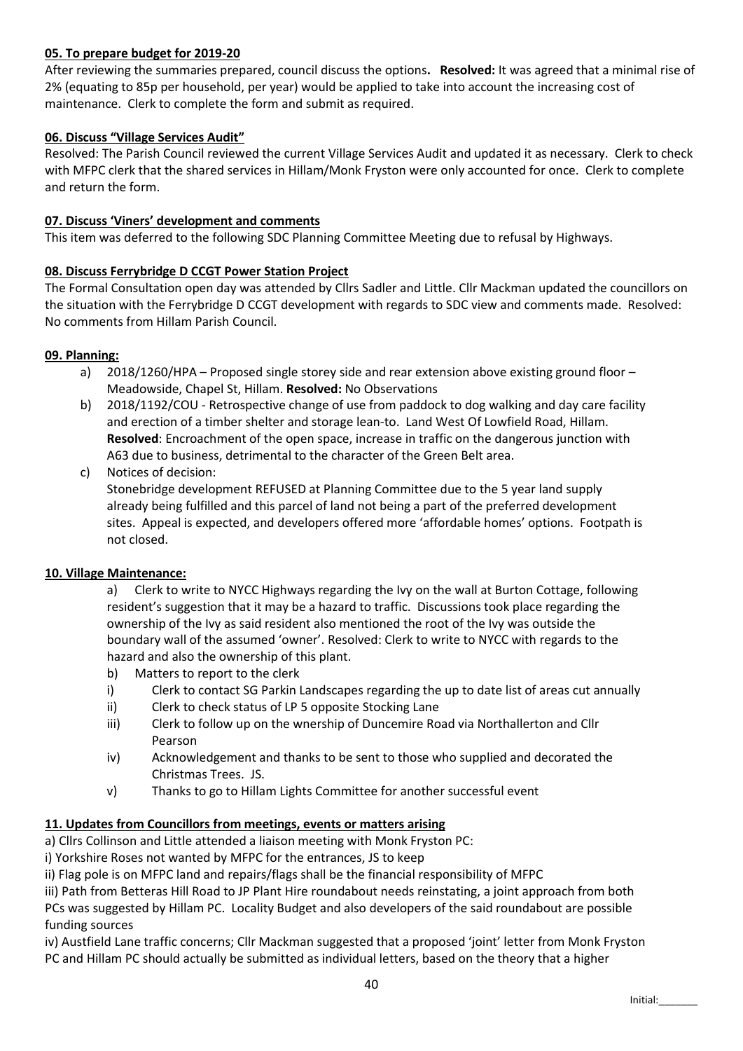**05. To prepare budget for 2019-20**

After reviewing the summaries prepared, council discuss the options**. Resolved:** It was agreed that a minimal rise of 2% (equating to 85p per household, per year) would be applied to take into account the increasing cost of maintenance. Clerk to complete the form and submit as required.

**06. Discuss "Village Services Audit"**

Resolved: The Parish Council reviewed the current Village Services Audit and updated it as necessary. Clerk to check with MFPC clerk that the shared services in Hillam/Monk Fryston were only accounted for once. Clerk to complete and return the form.

**07. Discuss 'Viners' development and comments**

This item was deferred to the following SDC Planning Committee Meeting due to refusal by Highways.

**08. Discuss Ferrybridge D CCGT Power Station Project**

The Formal Consultation open day was attended by Cllrs Sadler and Little. Cllr Mackman updated the councillors on the situation with the Ferrybridge D CCGT development with regards to SDC view and comments made. Resolved: No comments from Hillam Parish Council.

**09. Planning:**

a) 2018/1260/HPA – Proposed single storey side and rear extension above existing ground floor – Meadowside, Chapel St, Hillam. **Resolved:** No Observations

b) 2018/1192/COU - Retrospective change of use from paddock to dog walking and day care facility and erection of a timber shelter and storage lean-to. Land West Of Lowfield Road, Hillam. **Resolved**: Encroachment of the open space, increase in traffic on the dangerous junction with A63 due to business, detrimental to the character of the Green Belt area.

c) Notices of decision:
Stonebridge development REFUSED at Planning Committee due to the 5 year land supply already being fulfilled and this parcel of land not being a part of the preferred development sites. Appeal is expected, and developers offered more 'affordable homes' options. Footpath is not closed.

**10. Village Maintenance:**

a) Clerk to write to NYCC Highways regarding the Ivy on the wall at Burton Cottage, following resident's suggestion that it may be a hazard to traffic. Discussions took place regarding the ownership of the Ivy as said resident also mentioned the root of the Ivy was outside the boundary wall of the assumed 'owner'. Resolved: Clerk to write to NYCC with regards to the hazard and also the ownership of this plant.

b) Matters to report to the clerk

i) Clerk to contact SG Parkin Landscapes regarding the up to date list of areas cut annually

ii) Clerk to check status of LP 5 opposite Stocking Lane

iii) Clerk to follow up on the wnership of Duncemire Road via Northallerton and Cllr Pearson

iv) Acknowledgement and thanks to be sent to those who supplied and decorated the Christmas Trees. JS.

v) Thanks to go to Hillam Lights Committee for another successful event

**11. Updates from Councillors from meetings, events or matters arising**

a) Cllrs Collinson and Little attended a liaison meeting with Monk Fryston PC:

i) Yorkshire Roses not wanted by MFPC for the entrances, JS to keep

ii) Flag pole is on MFPC land and repairs/flags shall be the financial responsibility of MFPC

iii) Path from Betteras Hill Road to JP Plant Hire roundabout needs reinstating, a joint approach from both PCs was suggested by Hillam PC. Locality Budget and also developers of the said roundabout are possible funding sources

iv) Austfield Lane traffic concerns; Cllr Mackman suggested that a proposed 'joint' letter from Monk Fryston PC and Hillam PC should actually be submitted as individual letters, based on the theory that a higher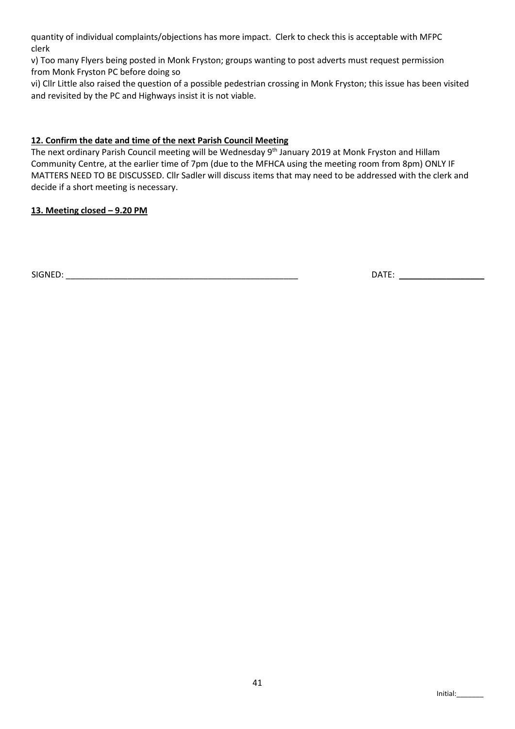quantity of individual complaints/objections has more impact. Clerk to check this is acceptable with MFPC clerk

v) Too many Flyers being posted in Monk Fryston; groups wanting to post adverts must request permission from Monk Fryston PC before doing so

vi) Cllr Little also raised the question of a possible pedestrian crossing in Monk Fryston; this issue has been visited and revisited by the PC and Highways insist it is not viable.

**12. Confirm the date and time of the next Parish Council Meeting**

The next ordinary Parish Council meeting will be Wednesday 9th January 2019 at Monk Fryston and Hillam Community Centre, at the earlier time of 7pm (due to the MFHCA using the meeting room from 8pm) ONLY IF MATTERS NEED TO BE DISCUSSED. Cllr Sadler will discuss items that may need to be addressed with the clerk and decide if a short meeting is necessary.

**13. Meeting closed – 9.20 PM**

SIGNED: ___________________________________________________ DATE: __________________

Initial:_______